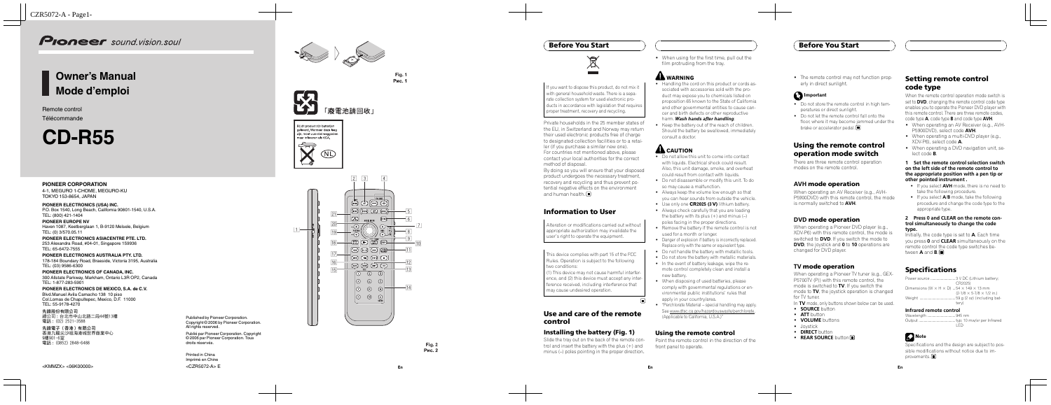Pioneer sound.vision.soul

# Owner's Manual
# Mode d'emploi

Remote control
Télécommande

# CD-R55

**PIONEER CORPORATION**
4-1, MEGURO 1-CHOME, MEGURO-KU
TOKYO 153-8654, JAPAN

**PIONEER ELECTRONICS (USA) INC.**
P.O. Box 1540, Long Beach, California 90801-1540, U.S.A.
TEL: (800) 421-1404

**PIONEER EUROPE NV**
Haven 1087, Keetberglaan 1, B-9120 Melsele, Belgium
TEL: (0) 3/570.05.11

**PIONEER ELECTRONICS ASIACENTRE PTE. LTD.**
253 Alexandra Road, #04-01, Singapore 159936
TEL: 65-6472-7555

**PIONEER ELECTRONICS AUSTRALIA PTY. LTD.**
178-184 Boundary Road, Braeside, Victoria 3195, Australia
TEL: (03) 9586-6300

**PIONEER ELECTRONICS OF CANADA, INC.**
300 Allstate Parkway, Markham, Ontario L3R OP2, Canada
TEL: 1-877-283-5901

**PIONEER ELECTRONICS DE MEXICO, S.A. de C.V.**
Blvd.Manuel Avila Camacho 138 10 piso
Col.Lomas de Chapultepec, Mexico, D.F. 11000
TEL: 55-9178-4270

**先鋒股份有限公司**
總公司：台北市中山北路二段44號13樓
電話：(02) 2521-3588

**先鋒電子（香港）有限公司**
香港九龍尖沙咀海港城世界商業中心
9樓901-6室
電話：(0852) 2848-6488

Published by Pioneer Corporation.
Copyright © 2006 by Pioneer Corporation.
All rights reserved.

Publié par Pioneer Corporation. Copyright © 2006 par Pioneer Corporation. Tous droits réservés.

Printed in China
Imprimé en Chine

<KMMZX> <06K00000>

<CZR5072-A> E

Fig. 1
Рис. 1

「廢電池請回收」

Bij dit produkt zijn batterijen geleverd. Wanneer deze leeg zijn, moet u ze niet weggooien maar inleveren als KCA.

Fig. 2
Рис. 2

## Before You Start

If you want to dispose this product, do not mix it with general household waste. There is a separate collection system for used electronic products in accordance with legislation that requires proper treatment, recovery and recycling.

Private households in the 25 member states of the EU, in Switzerland and Norway may return their used electronic products free of charge to designated collection facilities or to a retailer (if you purchase a similar new one).
For countries not mentioned above, please contact your local authorities for the correct method of disposal.
By doing so you will ensure that your disposed product undergoes the necessary treatment, recovery and recycling and thus prevent potential negative effects on the environment and human health. ■

## Information to User

Alteration or modifications carried out without appropriate authorization may invalidate the user's right to operate the equipment.

This device complies with part 15 of the FCC Rules. Operation is subject to the following two conditions:
(1) This device may not cause harmful interference, and (2) this device must accept any interference received, including interference that may cause undesired operation.

■

## Use and care of the remote control

### Installing the battery (Fig. 1)

Slide the tray out on the back of the remote control and insert the battery with the plus (+) and minus (–) poles pointing in the proper direction.

- When using for the first time, pull out the film protruding from the tray.

### WARNING

- Handling the cord on this product or cords associated with accessories sold with the product may expose you to chemicals listed on proposition 65 known to the State of California and other governmental entities to cause cancer and birth defects or other reproductive harm. ***Wash hands after handling.***
- Keep the battery out of the reach of children. Should the battery be swallowed, immediately consult a doctor.

### CAUTION

- Do not allow this unit to come into contact with liquids. Electrical shock could result. Also, this unit damage, smoke, and overheat could result from contact with liquids.
- Do not disassemble or modify this unit. To do so may cause a malfunction.
- Always keep the volume low enough so that you can hear sounds from outside the vehicle.
- Use only one **CR2025 (3 V)** lithium battery.
- Always check carefully that you are loading the battery with its plus (+) and minus (–) poles facing in the proper directions.
- Remove the battery if the remote control is not used for a month or longer.
- Danger of explosion if battery is incorrectly replaced. Replace only with the same or equivalent type.
- Do not handle the battery with metallic tools.
- Do not store the battery with metallic materials.
- In the event of battery leakage, wipe the remote control completely clean and install a new battery.
- When disposing of used batteries, please comply with governmental regulations or environmental public institutions' rules that apply in your country/area.
- "Perchlorate Material – special handling may apply. See www.dtsc.ca.gov/hazardouswaste/perchlorate. (Applicable to California, U.S.A.)"

### Using the remote control

Point the remote control in the direction of the front panel to operate.

- The remote control may not function properly in direct sunlight.

### Important

- Do not store the remote control in high temperatures or direct sunlight.
- Do not let the remote control fall onto the floor, where it may become jammed under the brake or accelerator pedal. ■

## Using the remote control operation mode switch

There are three remote control operation modes on the remote control.

### AVH mode operation

When operating an AV Receiver (e.g., AVH-P5900DVD) with this remote control, the mode is normally switched to **AVH**.

### DVD mode operation

When operating a Pioneer DVD player (e.g., XDV-P6) with this remote control, the mode is switched to **DVD**. If you switch the mode to **DVD**, the joystick and **0** to **10** operations are changed for DVD player.

### TV mode operation

When operating a Pioneer TV tuner (e.g., GEX-P5700TV (P)) with this remote control, the mode is switched to **TV**. If you switch the mode to **TV**, the joystick operation is changed for TV tuner.
In **TV** mode, only buttons shown below can be used.

- **SOURCE** button
- **ATT** button
- **VOLUME** buttons
- Joystick
- **DIRECT** button
- **REAR SOURCE** button ■

## Setting remote control code type

When the remote control operation mode switch is set to **DVD**, changing the remote control code type enables you to operate the Pioneer DVD player with this remote control. There are three remote codes, code type **A**, code type **B** and code type **AVH**.

- When operating an AV Receiver (e.g., AVH-P5900DVD), select code **AVH**.
- When operating a multi-DVD player (e.g., XDV-P6), select code **A**.
- When operating a DVD navigation unit, select code **B**.

**1 Set the remote control selection switch on the left side of the remote control to the appropriate position with a pen tip or other pointed instrument.**

- If you select **AVH** mode, there is no need to take the following procedure.
- If you select **A**/**B** mode, take the following procedure and change the code type to the appropriate type.

**2 Press 0 and CLEAR on the remote control simultaneously to change the code type.**

Initially, the code type is set to **A**. Each time you press **0** and **CLEAR** simultaneously on the remote control the code type switches between **A** and **B**. ■

## Specifications

Power source ........................ 3 V DC (Lithium battery; CR2025)
Dimensions (W × H × D) ... 54 × 149 × 13 mm (2-1/8 × 5-7/8 × 1/2 in.)
Weight ................................. 59 g (2 oz) (including battery)

**Infrared remote control**
Wavelength ........................... 940 nm
Output ................................. typ; 10 mw/sr per Infrared LED

### Note

Specifications and the design are subject to possible modifications without notice due to improvements. ■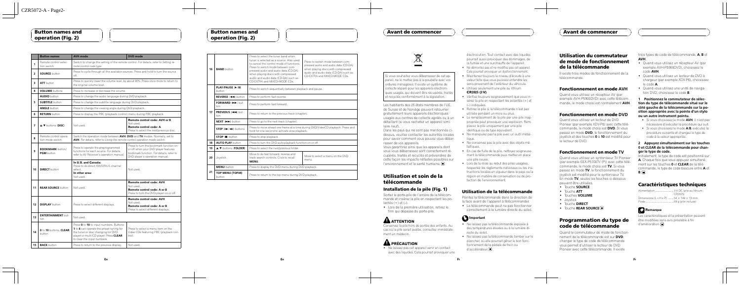## Button names and operation (Fig. 2)

| | Button names | AVH mode | DVD mode |
|---|---|---|---|
| 1 | Remote control selection switch | Switch to change the setting of the remote control. For details, refer to *Setting remote control code type*. | |
| 2 | **SOURCE** button | Press to cycle through all the available sources. Press and hold to turn the source off. | |
| 3 | **ATT** button | Press to quickly lower the volume level, by about 90%. Press once more to return to the original volume level. | |
| 4 | **VOLUME** buttons | Press to increase or decrease the volume. | |
| | **AUDIO** button | Press to change the audio language during DVD playback. | |
| 5 | **SUBTITLE** button | Press to change the subtitle language during DVD playback. | |
| | **ANGLE** button | Press to change the viewing angle during DVD playback. | |
| 6 | **RETURN** button | Press to display the PBC (playback control) menu during PBC playback. | |
| 7 | ▲/▼ buttons (**DISC**) | Not used. | **Remote control code: AVH or B** Not used. **Remote control code: A** Press to select the next/previous disc. |
| 8 | Remote control operation mode switch | Switch the operation mode between **AVH**, **DVD** and **TV** modes. Normally, set to **AVH**. For details, refer to *Using the remote control operation mode switch*. | |
| 9 | **BOOKMARK** button/ **PGM** button | Press to operate the preprogrammed functions for each source. For details, refer to AV Receiver's operation manual. | Press to turn the bookmark function on or off when your DVD player features bookmark function. For details, refer to DVD player's operation manual. |
| 10 | **DIRECT** button | **In U.S. and Canada:** Press to do direct XM/SIRIUS channel select. **In other area:** Not used. | Not used. |
| 11 | **REAR SOURCE** button | Not used. | **Remote control code: AVH** Not used. **Remote control code: A or B** Press to turn the DVD player on or off. |
| 12 | **DISPLAY** button | Press to select different displays. | **Remote control code: AVH** Not used. **Remote control code: A or B** Press to select different displays. |
| 13 | **ENTERTAINMENT** button | Not used. | |
| 14 | **0** to **10** buttons, **CLEAR** button | Press **0** to **10** to input numbers. Buttons **1** to **6** can operate the preset tuning for the tuner or disc changing for DVD player or multi-CD player. Press **CLEAR** to clear the input numbers. | Press to select a menu item on the Video CDs featuring PBC (playback control). |
| 15 | **BACK** button | Press to return to the previous display. | Not used. |

## Button names and operation (Fig. 2)

| | | | |
|---|---|---|---|
| 16 | **BAND** button | Press to select the tuner band when tuner is selected as a source. Also used to cancel the control mode of functions. Press to switch mode between compressed audio and audio data (CD-DA) when playing discs with compressed audio and audio data (CD-DA) such as CD-EXTRA and MIXED-MODE CDs. | Press to switch mode between compressed audio and audio data (CD-DA) when playing discs with compressed audio and audio data (CD-DA) such as CD-EXTRA and MIXED-MODE CDs. |
| 17 | **PLAY/PAUSE** (▶/II) button | Press to switch sequentially between playback and pause. | |
| | **REVERSE** (◀◀) button | Press to perform fast reverse. | |
| | **FORWARD** (▶▶) button | Press to perform fast forward. | |
| | **PREVIOUS** (I◀◀) button | Press to return to the previous track (chapter). | |
| | **NEXT** (▶▶I) button | Press to go to the next track (chapter). | |
| | **STEP** (II▶/◀II) buttons | Press to move ahead one frame at a time during DVD/VideoCD playback. Press and hold for one second to activate slow playback. | |
| | **STOP** (■) button | Press to stop playback. | |
| 18 | **AUTO PLAY** button | Press to turn the DVD auto-playback function on or off. | |
| 19 | ▲/▼ buttons (**FOLDER**) | Press to select the next/previous folder. | |
| 20 | Joystick | Move to do fast forward, reverse and track search controls. Click to recall **MENU**. | Move to select a menu on the DVD menu. |
| 21 | **MENU** button | Press to display the DVD menu during DVD playback. | |
| | **TOP MENU (TOPM)** button | Press to return to the top menu during DVD playback. | |

## Avant de commencer

Si vous souhaitez vous débarrasser de cet appareil, ne le mettez pas à la poubelle avec vos ordures ménagères. Il existe un système de collecte séparé pour les appareils électroniques usagés, qui doivent être récupérés, traités et recyclés conformément à la législation.

Les habitants des 25 états membres de l'UE, de Suisse et de Norvège peuvent retourner gratuitement leurs appareils électroniques usagés aux centres de collecte agréés ou à un détaillant (si vous rachetez un appareil similaire neuf).

Dans les pays qui ne sont pas mentionnés ci-dessus, veuillez contacter les autorités locales pour savoir comment vous pouvez vous débarrasser de vos appareils.

Vous garantirez ainsi que les appareils dont vous vous débarrassez sont correctement récupérés, traités et recyclés et préviendrez de cette façon les impacts néfastes possibles sur l'environnement et la santé humaine. ■

## Utilisation et soin de la télécommande

### Installation de la pile (Fig. 1)

Sortez le porte-pile de l'arrière de la télécommande et insérez la pile en respectant les polarités (+) et (–).

- Lors de la première utilisation, retirez le film qui dépasse du porte-pile.

### ATTENTION

Conservez la pile hors de portée des enfants. Au cas où la pile serait avalée, consultez immédiatement un médecin.

### PRÉCAUTION

- Ne laissez pas cet appareil venir en contact avec des liquides. Cela pourrait provoquer une électrocution. Tout contact avec des liquides pourrait aussi provoquer des dommages, de la fumée et une surchauffe de l'appareil.
- Ne démontez pas et ne modifiez pas cet appareil. Cela pourrait provoquer un dysfonctionnement.
- Maintenez toujours le niveau d'écoute à une valeur telle que vous puissiez entendre les sons provenant de l'extérieur du véhicule.
- Utilisez seulement une pile au lithium **CR2025 (3 V)**.
- Vérifiez toujours soigneusement que vous insérez la pile en respectant les polarités (+) et (–) indiquées.
- Retirez la pile si la télécommande n'est pas utilisée pendant un mois ou plus.
- Le remplacement de la pile par une pile inappropriée peut provoquer une explosion. Remplacez la pile uniquement par une pile identique ou de type équivalent.
- Ne manipulez pas la pile avec un outil métallique.
- Ne conservez pas la pile avec des objets métalliques.
- En cas de fuite de la pile, nettoyez soigneusement la télécommande puis mettez en place une pile neuve.
- Lors de la mise au rebut des piles usagées, respectez les règlements nationaux ou les instructions locales en vigueur dans le pays ou la région en matière de conservation ou de protection de l'environnement.

### Utilisation de la télécommande

Pointez la télécommande dans la direction de la face avant de l'appareil à télécommander.

- La télécommande peut ne pas fonctionner correctement à la lumière directe du soleil.

#### Important

- Ne laissez pas la télécommande exposée à des températures élevées ou à la lumière directe du soleil.
- Ne laissez pas la télécommande tomber sur le plancher, où elle pourrait gêner le bon fonctionnement de la pédale de frein ou d'accélérateur. ■

## Avant de commencer

## Utilisation du commutateur de mode de fonctionnement de la télécommande

Il existe trois modes de fonctionnement de la télécommande.

### Fonctionnement en mode AVH

Quand vous utilisez un récepteur AV (par exemple AVH-P5900DVD) avec cette télécommande, le mode choisi est normalement **AVH**.

### Fonctionnement en mode DVD

Quand vous utilisez un lecteur de DVD Pioneer (par exemple XDV-P6) avec cette télécommande, le mode choisi est **DVD**. Si vous passez en mode **DVD**, le fonctionnement du joystick et des touches **0** à **10** est modifié pour le lecteur de DVD.

### Fonctionnement en mode TV

Quand vous utilisez un syntoniseur TV Pioneer (par exemple GEX-P5700TV (P)) avec cette télécommande, le mode choisi est **TV**. Si vous passez en mode **TV**, le fonctionnement du joystick est modifié pour le syntoniseur TV. En mode **TV**, seules les touches ci-dessous peuvent être utilisées.

- Touche **SOURCE**
- Touche **ATT**
- Touches **VOLUME**
- Joystick
- Touche **DIRECT**
- Touche **REAR SOURCE** ■

## Programmation du type de code de télécommande

Quand le commutateur de mode de fonctionnement de la télécommande est sur **DVD**, changer le type de code de télécommande vous permet d'utiliser le lecteur de DVD Pioneer avec cette télécommande. Il existe trois types de code de télécommande, **A**, **B** et **AVH**.

- Quand vous utilisez un récepteur AV (par exemple AVH-P5900DVD), choisissez le code **AVH**.
- Quand vous utilisez un lecteur de DVD à chargeur (par exemple XDV-P6), choisissez le code **A**.
- Quand vous utilisez une unité de navigation DVD, choisissez le code **B**.

**1 Positionnez le commutateur de sélection du type de télécommande situé sur le côté gauche de la télécommande sur la position appropriée avec la pointe d'un stylo ou un autre instrument pointu.**

- Si vous choisissez le mode **AVH**, il n'est pas nécessaire d'exécuter la procédure qui suit.
- Si vous choisissez le mode **A**/**B**, exécutez la procédure suivante et changez le type de code à la valeur appropriée.

**2 Appuyez simultanément sur les touches 0 et CLEAR de la télécommande pour changer le type de code.**

Initialement, le type de code est positionné sur **A**. Chaque fois que vous appuyez simultanément sur les touches **0** et **CLEAR** de la télécommande, le type de code bascule entre **A** et **B**. ■

## Caractéristiques techniques

Alimentation ........................ 3 V DC (pile au lithium : CR2025)

Dimensions (L × H × P) ....... 54 × 149 × 13 mm

Poids ................................... 59 g (pile incluse)

### Remarque

Les caractéristiques et la présentation peuvent être modifiées sans avis préalable à fin d'amélioration. ■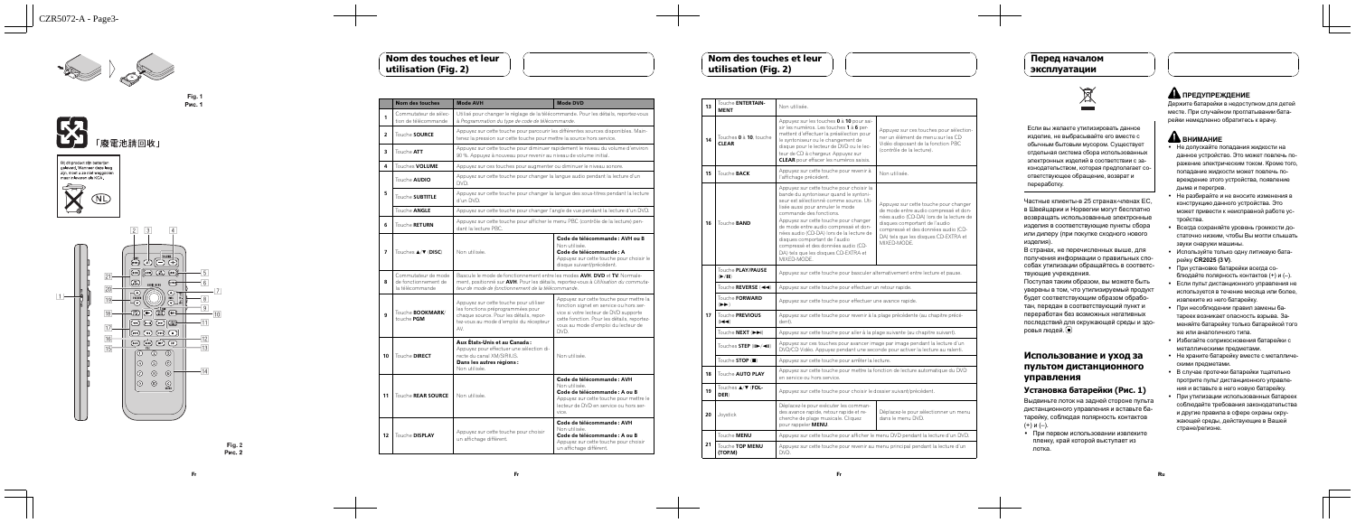Fig. 1
Рис. 1

「廢電池請回收」

Bij dit product zijn batterijen geleverd. Wanneer deze leeg zijn, moet u ze niet weggooien maar inleveren als KCA.

NL

Fig. 2
Рис. 2

## Nom des touches et leur utilisation (Fig. 2)

| | Nom des touches | Mode AVH | Mode DVD |
|---|---|---|---|
| 1 | Commutateur de sélection de télécommande | Utilisé pour changer le réglage de la télécommande. Pour les détails, reportez-vous à *Programmation du type de code de télécommande*. | |
| 2 | Touche **SOURCE** | Appuyez sur cette touche pour parcourir les différentes sources disponibles. Maintenez la pression sur cette touche pour mettre la source hors service. | |
| 3 | Touche **ATT** | Appuyez sur cette touche pour diminuer rapidement le niveau du volume d'environ 90 %. Appuyez à nouveau pour revenir au niveau de volume initial. | |
| 4 | Touches **VOLUME** | Appuyez sur ces touches pour augmenter ou diminuer le niveau sonore. | |
| 5 | Touche **AUDIO** | Appuyez sur cette touche pour changer la langue audio pendant la lecture d'un DVD. | |
| | Touche **SUBTITLE** | Appuyez sur cette touche pour changer la langue des sous-titres pendant la lecture d'un DVD. | |
| | Touche **ANGLE** | Appuyez sur cette touche pour changer l'angle de vue pendant la lecture d'un DVD. | |
| 6 | Touche **RETURN** | Appuyez sur cette touche pour afficher le menu PBC (contrôle de la lecture) pendant la lecture PBC. | |
| 7 | Touches ▲/▼ (**DISC**) | Non utilisée. | **Code de télécommande : AVH ou B**<br>Non utilisée.<br>**Code de télécommande : A**<br>Appuyez sur cette touche pour choisir le disque suivant/précédent. |
| 8 | Commutateur de mode de fonctionnement de la télécommande | Bascule le mode de fonctionnement entre les modes **AVH**, **DVD** et **TV**. Normalement, positionné sur **AVH**. Pour les détails, reportez-vous à *Utilisation du commutateur de mode de fonctionnement de la télécommande*. | |
| 9 | Touche **BOOKMARK**/ touche **PGM** | Appuyez sur cette touche pour utiliser les fonctions préprogrammées pour chaque source. Pour les détails, reportez-vous au mode d'emploi du récepteur AV. | Appuyez sur cette touche pour mettre la fonction signet en service ou hors service si votre lecteur de DVD supporte cette fonction. Pour les détails, reportez-vous au mode d'emploi du lecteur de DVD. |
| 10 | Touche **DIRECT** | **Aux États-Unis et au Canada :**<br>Appuyez pour effectuer une sélection directe du canal XM/SIRIUS.<br>**Dans les autres régions :**<br>Non utilisée. | Non utilisée. |
| 11 | Touche **REAR SOURCE** | Non utilisée. | **Code de télécommande : AVH**<br>Non utilisée.<br>**Code de télécommande : A ou B**<br>Appuyez sur cette touche pour mettre le lecteur de DVD en service ou hors service. |
| 12 | Touche **DISPLAY** | Appuyez sur cette touche pour choisir un affichage différent. | **Code de télécommande : AVH**<br>Non utilisée.<br>**Code de télécommande : A ou B**<br>Appuyez sur cette touche pour choisir un affichage différent. |

## Nom des touches et leur utilisation (Fig. 2)

| | Nom des touches | Mode AVH | Mode DVD |
|---|---|---|---|
| 13 | Touche **ENTERTAINMENT** | Non utilisée. | |
| 14 | Touches **0** à **10**, touche **CLEAR** | Appuyez sur les touches **0** à **10** pour saisir les numéros. Les touches **1** à **6** permettent d'effectuer la présélection pour le syntoniseur ou le changement de disque pour le lecteur de DVD ou le lecteur de CD à chargeur. Appuyez sur **CLEAR** pour effacer les numéros saisis. | Appuyez sur ces touches pour sélectionner un élément de menu sur les CD Vidéo disposant de la fonction PBC (contrôle de la lecture). |
| 15 | Touche **BACK** | Appuyez sur cette touche pour revenir à l'affichage précédent. | Non utilisée. |
| 16 | Touche **BAND** | Appuyez sur cette touche pour choisir la bande du syntoniseur quand le syntoniseur est sélectionné comme source. Utilisée aussi pour annuler le mode commande des fonctions.<br>Appuyez sur cette touche pour changer de mode entre audio compressé et données audio (CD-DA) lors de la lecture de disques comportant de l'audio compressé et des données audio (CD-DA) tels que les disques CD-EXTRA et MIXED-MODE. | Appuyez sur cette touche pour changer de mode entre audio compressé et données audio (CD-DA) lors de la lecture de disques comportant de l'audio compressé et des données audio (CD-DA) tels que les disques CD-EXTRA et MIXED-MODE. |
| 17 | Touche **PLAY/PAUSE** (▶/❚❚) | Appuyez sur cette touche pour basculer alternativement entre lecture et pause. | |
| | Touche **REVERSE** (◀◀) | Appuyez sur cette touche pour effectuer un retour rapide. | |
| | Touche **FORWARD** (▶▶) | Appuyez sur cette touche pour effectuer une avance rapide. | |
| | Touche **PREVIOUS** (❙◀◀) | Appuyez sur cette touche pour revenir à la plage précédente (au chapitre précédent). | |
| | Touche **NEXT** (▶▶❙) | Appuyez sur cette touche pour aller à la plage suivante (au chapitre suivant). | |
| | Touches **STEP** (❚❚▶/◀❚❚) | Appuyez sur ces touches pour avancer image par image pendant la lecture d'un DVD/CD Vidéo. Appuyez pendant une seconde pour activer la lecture au ralenti. | |
| | Touche **STOP** (■) | Appuyez sur cette touche pour arrêter la lecture. | |
| 18 | Touche **AUTO PLAY** | Appuyez sur cette touche pour mettre la fonction de lecture automatique du DVD en service ou hors service. | |
| 19 | Touches ▲/▼ (**FOLDER**) | Appuyez sur cette touche pour choisir le dossier suivant/précédent. | |
| 20 | Joystick | Déplacez-le pour exécuter les commandes avance rapide, retour rapide et recherche de plage musicale. Cliquez pour rappeler **MENU**. | Déplacez-le pour sélectionner un menu dans le menu DVD. |
| 21 | Touche **MENU** | Appuyez sur cette touche pour afficher le menu DVD pendant la lecture d'un DVD. | |
| | Touche **TOP MENU** (**TOP.M**) | Appuyez sur cette touche pour revenir au menu principal pendant la lecture d'un DVD. | |

## Перед началом эксплуатации

Если вы желаете утилизировать данное изделие, не выбрасывайте его вместе с обычным бытовым мусором. Существует отдельная система сбора использованных электронных изделий в соответствии с законодательством, которая предполагает соответствующее обращение, возврат и переработку.

Частные клиенты-в 25 странах-членах ЕС, в Швейцарии и Норвегии могут бесплатно возвращать использованные электронные изделия в соответствующие пункты сбора или дилеру (при покупке сходного нового изделия).

В странах, не перечисленных выше, для получения информации о правильных способах утилизации обращайтесь в соответствующие учреждения.

Поступая таким образом, вы можете быть уверены в том, что утилизируемый продукт будет соответствующим образом обработан, передан в соответствующий пункт и переработан без возможных негативных последствий для окружающей среды и здоровья людей. ■

## Использование и уход за пультом дистанционного управления

### Установка батарейки (Рис. 1)

Выдвиньте лоток на задней стороне пульта дистанционного управления и вставьте батарейку, соблюдая полярность контактов (+) и (–).

- При первом использовании извлеките пленку, край которой выступает из лотка.

### ⚠ ПРЕДУПРЕЖДЕНИЕ

Держите батарейки в недоступном для детей месте. При случайном проглатывании батарейки немедленно обратитесь к врачу.

### ⚠ ВНИМАНИЕ

- Не допускайте попадания жидкости на данное устройство. Это может повлечь поражение электрическим током. Кроме того, попадание жидкости может повлечь повреждение этого устройства, появление дыма и перегрев.
- Не разбирайте и не вносите изменения в конструкцию данного устройства. Это может привести к неисправной работе устройства.
- Всегда сохраняйте уровень громкости достаточно низким, чтобы Вы могли слышать звуки снаружи машины.
- Используйте только одну литиевую батарейку **CR2025 (3 V)**.
- При установке батарейки всегда соблюдайте полярность контактов (+) и (–).
- Если пульт дистанционного управления не используется в течение месяца или более, извлеките из него батарейку.
- При несоблюдении правил замены батареек возникает опасность взрыва. Заменяйте батарейку только батарейкой того же или аналогичного типа.
- Избегайте соприкосновения батарейки с металлическими предметами.
- Не храните батарейку вместе с металлическими предметами.
- В случае протечки батарейки тщательно протрите пульт дистанционного управления и вставьте в него новую батарейку.
- При утилизации использованных батареек соблюдайте требования законодательства и другие правила в сфере охраны окружающей среды, действующие в Вашей стране/регионе.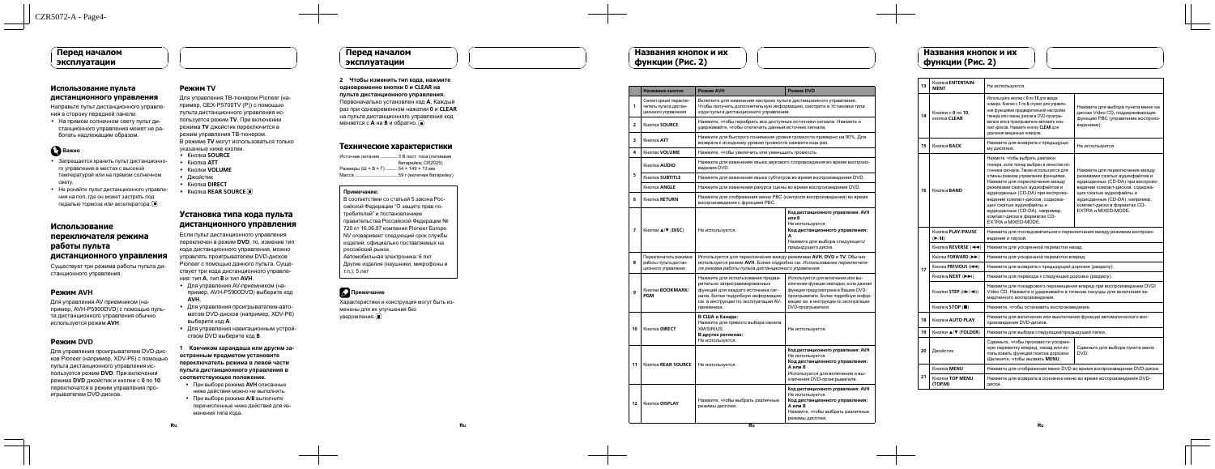## Перед началом эксплуатации

### Использование пульта дистанционного управления

Направьте пульт дистанционного управления в сторону передней панели.

- На прямом солнечном свету пульт дистанционного управления может не работать надлежащим образом.

**Важно**

- Запрещается хранить пульт дистанционного управления в местах с высокой температурой или на прямом солнечном свету.
- Не роняйте пульт дистанционного управления на пол, где он может застрять под педалью тормоза или акселератора.

## Использование переключателя режима работы пульта дистанционного управления

Существует три режима работы пульта дистанционного управления.

### Режим AVH

Для управления AV приемником (например, AVH-P5900DVD) с помощью пульта дистанционного управления обычно используется режим **AVH**.

### Режим DVD

Для управления проигрывателем DVD-дисков Pioneer (например, XDV-P6) с помощью пульта дистанционного управления используется режим **DVD**. При включении режима **DVD** джойстик и кнопки с **0** по **10** переключатся в режим управления проигрывателем DVD-дисков.

### Режим TV

Для управления ТВ-тюнером Pioneer (например, GEX-P5700TV (P)) с помощью пульта дистанционного управления используется режим **TV**. При включении режима **TV** джойстик переключится в режим управления ТВ-тюнером.
В режиме **TV** могут использоваться только указанные ниже кнопки.

- Кнопка **SOURCE**
- Кнопка **ATT**
- Кнопка **VOLUME**
- Джойстик
- Кнопка **DIRECT**
- Кнопка **REAR SOURCE**

## Установка типа кода пульта дистанционного управления

Если пульт дистанционного управления переключен в режим **DVD**, то, изменив тип кода дистанционного управления, можно управлять проигрывателем DVD-дисков Pioneer с помощью данного пульта. Существует три типа кода дистанционного управления: тип **A**, тип **B** и тип **AVH**.

- Для управления AV-приемником (например, AVH-P5900DVD) выберите код **AVH**.
- Для управления проигрывателем-автоматом DVD-дисков (например, XDV-P6) выберите код **A**.
- Для управления навигационным устройством DVD выберите код **B**.

**1 Кончиком карандаша или другим заостренным предметом установите переключатель режима в нижней части пульта дистанционного управления в соответствующее положение.**

- При выборе режима **AVH** описанные ниже действия можно не выполнять.
- При выборе режима **A/B** выполните перечисленные ниже действия для изменения типа кода.

**2 Чтобы изменить тип кода, нажмите одновременно кнопки 0 и CLEAR на пульте дистанционного управления.**
Первоначально установлен код **A**. Каждый раз при одновременном нажатии **0** и **CLEAR** на пульте дистанционного управления код меняется с **A** на **B** и обратно.

## Технические характеристики

Источник питания ............... 3 В пост. тока (литиевая батарейка; CR2025)
Размеры (Ш × В × Г) ........... 54 × 149 × 13 мм
Масса .................................. 59 г (включая батарейку)

**Примечание:**
В соответствии со статьей 5 закона Российской Федерации "О защите прав потребителей" и постановлением правительства Российской Федерации № 720 от 16.06.97 компания Pioneer Europe NV оговаривает следующий срок службы изделий, официально поставляемых на российский рынок.
Автомобильная электроника: 6 лет
Другие изделия (наушники, микрофоны и т.п.): 5 лет

**Примечание**

Характеристики и конструкция могут быть изменены для их улучшения без уведомления.

## Названия кнопок и их функции (Рис. 2)

| | Названия кнопок | Режим AVH | Режим DVD |
|---|---|---|---|
| 1 | Селекторный переключатель пульта дистанционного управления | Включите для изменения настроек пульта дистанционного управления. Чтобы получить дополнительную информацию, смотрите в Установка типа кода пульта дистанционного управления. | |
| 2 | Кнопка **SOURCE** | Нажмите, чтобы перебрать все доступные источники сигнала. Нажмите и удерживайте, чтобы отключить данный источник сигнала. | |
| 3 | Кнопка **ATT** | Нажмите для быстрого понижения уровня громкости примерно на 90%. Для возврата к исходному уровню громкости нажмите еще раз. | |
| 4 | Кнопка **VOLUME** | Нажмите, чтобы увеличить или уменьшить громкость. | |
| 5 | Кнопка **AUDIO** | Нажмите для изменения языка звукового сопровождения во время воспроизведения DVD. | |
| | Кнопка **SUBTITLE** | Нажмите для изменения языка субтитров во время воспроизведения DVD. | |
| | Кнопка **ANGLE** | Нажмите для изменения ракурса сцены во время воспроизведения DVD. | |
| 6 | Кнопка **RETURN** | Нажмите для отображения меню PBC (контроля воспроизведения) во время воспроизведения с функцией PBC. | |
| 7 | Кнопки ▲/▼ (**DISC**) | Не используется. | **Код дистанционного управления: AVH или B**<br>Не используется.<br>**Код дистанционного управления: A**<br>Нажмите для выбора следующего/предыдущего диска. |
| 8 | Переключатель режимов работы пульта дистанционного управления | Используется для переключения между режимами **AVH**, **DVD** и **TV**. Обычно используется режим **AVH**. Более подробно см. *Использование переключателя режима работы пульта дистанционного управления*. | |
| 9 | Кнопки **BOOKMARK/PGM** | Нажмите для использования предварительно запрограммированных функций для каждого источника сигнала. Более подробную информацию см. в инструкции по эксплуатации AV-приемника. | Используется для включения или выключения функции закладки, если данная функция предусмотрена в Вашем DVD-проигрывателе. Более подробную информацию см. в инструкции по эксплуатации DVD-проигрывателя. |
| 10 | Кнопка **DIRECT** | **В США и Канаде:**<br>Нажмите для прямого выбора канала XM/SIRIUS.<br>**В других регионах:**<br>Не используется. | Не используется. |
| 11 | Кнопка **REAR SOURCE** | Не используется. | **Код дистанционного управления: AVH**<br>Не используется.<br>**Код дистанционного управления: A или B**<br>Используется для включения и выключения DVD-проигрывателя. |
| 12 | Кнопка **DISPLAY** | Нажмите, чтобы выбрать различные режимы дисплея. | **Код дистанционного управления: AVH**<br>Не используется.<br>**Код дистанционного управления: A или B**<br>Нажмите, чтобы выбрать различные режимы дисплея. |

## Названия кнопок и их функции (Рис. 2)

| | Названия кнопок | Режим AVH | Режим DVD |
|---|---|---|---|
| 13 | Кнопка **ENTERTAINMENT** | Не используется. | |
| 14 | Кнопки с **0** по **10**, кнопка **CLEAR** | Используйте кнопки с 0 по 10 для ввода номера. Кнопки с 1 по 6 служат для управления функциями предварительной настройки тюнера или смены дисков в DVD-проигрывателе или проигрывателе-автомате компакт-дисков. Нажмите кнопку **CLEAR** для удаления введенных номеров. | Нажмите для выбора пункта меню на дисках Video CD, поддерживающих функцию PBC (управление воспроизведением). |
| 15 | Кнопка **BACK** | Нажмите для возврата к предыдущему дисплею. | Не используется. |
| 16 | Кнопка **BAND** | Нажмите, чтобы выбрать диапазон тюнера, если тюнер выбран в качестве источника сигнала. Также используется для отмены режима управления функциями. Нажмите для переключения между режимами сжатых аудиофайлов и аудиофайлов (CD-DA) при воспроизведении компакт-дисков, содержащих сжатые аудиофайлы и аудиофайлы (CD-DA), например, компакт-диски в форматах CD-EXTRA и MIXED-MODE. | Нажмите для переключения между режимами сжатых аудиофайлов и аудиофайлов (CD-DA) при воспроизведении компакт-дисков, содержащих сжатые аудиофайлы и аудиофайлы (CD-DA), например, компакт-диски в форматах CD-EXTRA и MIXED-MODE. |
| 17 | Кнопка **PLAY/PAUSE** (▶/II) | Нажмите для последовательного переключения между режимом воспроизведения и паузой. | |
| | Кнопка **REVERSE** (◀◀) | Нажмите для ускоренной перемотки назад. | |
| | Кнопка **FORWARD** (▶▶) | Нажмите для ускоренной перемотки вперед. | |
| | Кнопка **PREVIOUS** (I◀◀) | Нажмите для возврата к предыдущей дорожке (разделу). | |
| | Кнопка **NEXT** (▶▶I) | Нажмите для перехода к следующей дорожке (разделу). | |
| | Кнопки **STEP** (II▶/◀II) | Нажмите для покадрового перемещения вперед при воспроизведении DVD/Video CD. Нажмите и удерживайте в течение секунды для включения замедленного воспроизведения. | |
| | Кнопка **STOP** (■) | Нажмите, чтобы остановить воспроизведение. | |
| 18 | Кнопка **AUTO PLAY** | Нажмите для включения или выключения функции автоматического воспроизведения DVD-дисков. | |
| 19 | Кнопки ▲/▼ (**FOLDER**) | Нажмите для выбора следующей/предыдущей папки. | |
| 20 | Джойстик | Сдвиньте, чтобы произвести ускоренную перемотку вперед, назад или использовать функции поиска дорожки. Щелкните, чтобы вызвать **MENU**. | Сдвиньте для выбора пункта меню DVD. |
| 21 | Кнопка **MENU** | Нажмите для отображения меню DVD во время воспроизведения DVD-диска. | |
| | Кнопка **TOP MENU** (**TOP.M**) | Нажмите для возврата в основное меню во время воспроизведения DVD-диска. | |